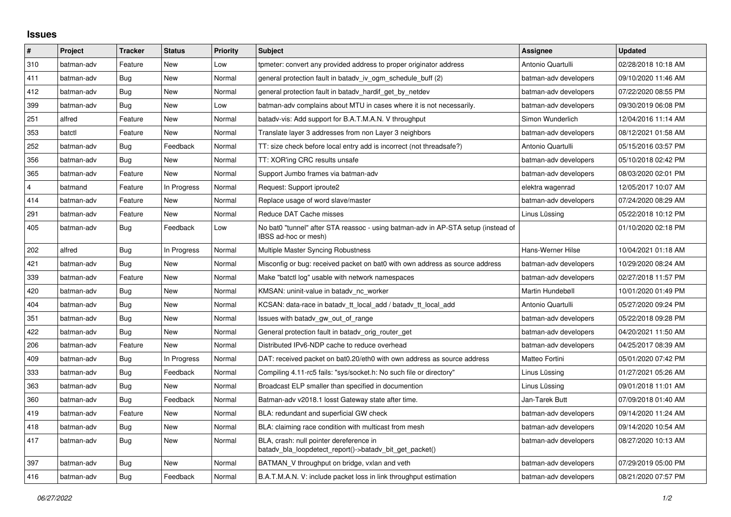## Issues

| # | Project | Tracker | Status | Priority | Subject | Assignee | Updated |
|---|---|---|---|---|---|---|---|
| 310 | batman-adv | Feature | New | Low | tpmeter: convert any provided address to proper originator address | Antonio Quartulli | 02/28/2018 10:18 AM |
| 411 | batman-adv | Bug | New | Normal | general protection fault in batadv_iv_ogm_schedule_buff (2) | batman-adv developers | 09/10/2020 11:46 AM |
| 412 | batman-adv | Bug | New | Normal | general protection fault in batadv_hardif_get_by_netdev | batman-adv developers | 07/22/2020 08:55 PM |
| 399 | batman-adv | Bug | New | Low | batman-adv complains about MTU in cases where it is not necessarily. | batman-adv developers | 09/30/2019 06:08 PM |
| 251 | alfred | Feature | New | Normal | batadv-vis: Add support for B.A.T.M.A.N. V throughput | Simon Wunderlich | 12/04/2016 11:14 AM |
| 353 | batctl | Feature | New | Normal | Translate layer 3 addresses from non Layer 3 neighbors | batman-adv developers | 08/12/2021 01:58 AM |
| 252 | batman-adv | Bug | Feedback | Normal | TT: size check before local entry add is incorrect (not threadsafe?) | Antonio Quartulli | 05/15/2016 03:57 PM |
| 356 | batman-adv | Bug | New | Normal | TT: XOR'ing CRC results unsafe | batman-adv developers | 05/10/2018 02:42 PM |
| 365 | batman-adv | Feature | New | Normal | Support Jumbo frames via batman-adv | batman-adv developers | 08/03/2020 02:01 PM |
| 4 | batmand | Feature | In Progress | Normal | Request: Support iproute2 | elektra wagenrad | 12/05/2017 10:07 AM |
| 414 | batman-adv | Feature | New | Normal | Replace usage of word slave/master | batman-adv developers | 07/24/2020 08:29 AM |
| 291 | batman-adv | Feature | New | Normal | Reduce DAT Cache misses | Linus Lüssing | 05/22/2018 10:12 PM |
| 405 | batman-adv | Bug | Feedback | Low | No bat0 "tunnel" after STA reassoc - using batman-adv in AP-STA setup (instead of IBSS ad-hoc or mesh) | | 01/10/2020 02:18 PM |
| 202 | alfred | Bug | In Progress | Normal | Multiple Master Syncing Robustness | Hans-Werner Hilse | 10/04/2021 01:18 AM |
| 421 | batman-adv | Bug | New | Normal | Misconfig or bug: received packet on bat0 with own address as source address | batman-adv developers | 10/29/2020 08:24 AM |
| 339 | batman-adv | Feature | New | Normal | Make "batctl log" usable with network namespaces | batman-adv developers | 02/27/2018 11:57 PM |
| 420 | batman-adv | Bug | New | Normal | KMSAN: uninit-value in batadv_nc_worker | Martin Hundebøll | 10/01/2020 01:49 PM |
| 404 | batman-adv | Bug | New | Normal | KCSAN: data-race in batadv_tt_local_add / batadv_tt_local_add | Antonio Quartulli | 05/27/2020 09:24 PM |
| 351 | batman-adv | Bug | New | Normal | Issues with batadv_gw_out_of_range | batman-adv developers | 05/22/2018 09:28 PM |
| 422 | batman-adv | Bug | New | Normal | General protection fault in batadv_orig_router_get | batman-adv developers | 04/20/2021 11:50 AM |
| 206 | batman-adv | Feature | New | Normal | Distributed IPv6-NDP cache to reduce overhead | batman-adv developers | 04/25/2017 08:39 AM |
| 409 | batman-adv | Bug | In Progress | Normal | DAT: received packet on bat0.20/eth0 with own address as source address | Matteo Fortini | 05/01/2020 07:42 PM |
| 333 | batman-adv | Bug | Feedback | Normal | Compiling 4.11-rc5 fails: "sys/socket.h: No such file or directory" | Linus Lüssing | 01/27/2021 05:26 AM |
| 363 | batman-adv | Bug | New | Normal | Broadcast ELP smaller than specified in documention | Linus Lüssing | 09/01/2018 11:01 AM |
| 360 | batman-adv | Bug | Feedback | Normal | Batman-adv v2018.1 losst Gateway state after time. | Jan-Tarek Butt | 07/09/2018 01:40 AM |
| 419 | batman-adv | Feature | New | Normal | BLA: redundant and superficial GW check | batman-adv developers | 09/14/2020 11:24 AM |
| 418 | batman-adv | Bug | New | Normal | BLA: claiming race condition with multicast from mesh | batman-adv developers | 09/14/2020 10:54 AM |
| 417 | batman-adv | Bug | New | Normal | BLA, crash: null pointer dereference in batadv_bla_loopdetect_report()->batadv_bit_get_packet() | batman-adv developers | 08/27/2020 10:13 AM |
| 397 | batman-adv | Bug | New | Normal | BATMAN_V throughput on bridge, vxlan and veth | batman-adv developers | 07/29/2019 05:00 PM |
| 416 | batman-adv | Bug | Feedback | Normal | B.A.T.M.A.N. V: include packet loss in link throughput estimation | batman-adv developers | 08/21/2020 07:57 PM |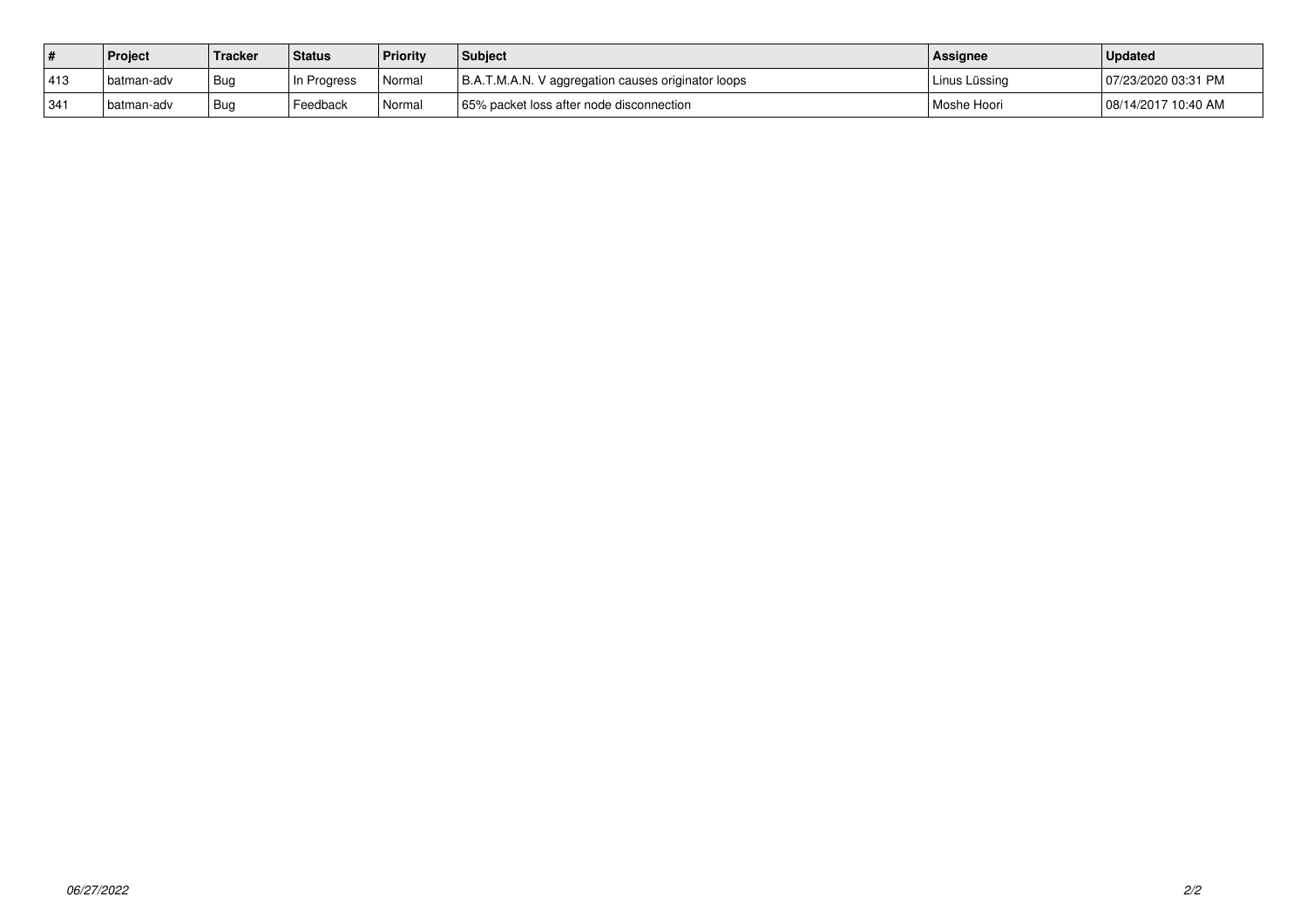| # | Project | Tracker | Status | Priority | Subject | Assignee | Updated |
|---|---|---|---|---|---|---|---|
| 413 | batman-adv | Bug | In Progress | Normal | B.A.T.M.A.N. V aggregation causes originator loops | Linus Lüssing | 07/23/2020 03:31 PM |
| 341 | batman-adv | Bug | Feedback | Normal | 65% packet loss after node disconnection | Moshe Hoori | 08/14/2017 10:40 AM |